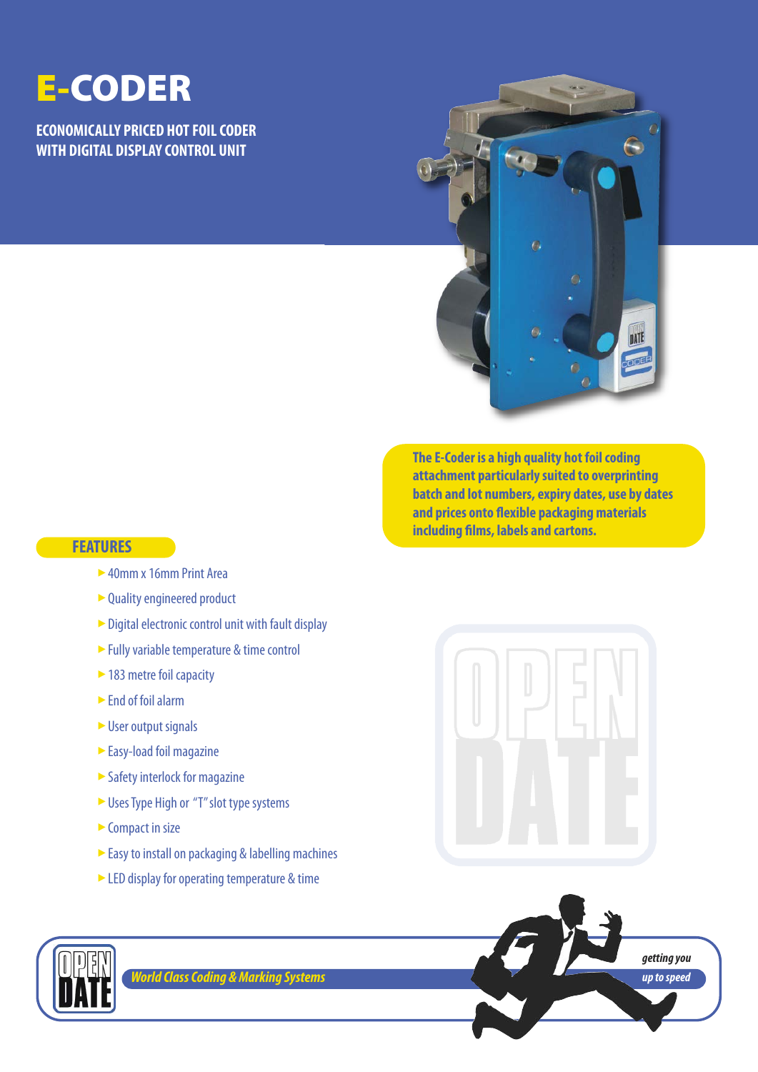# E-CODER

## ECONOMICALLY PRICED HOT FOIL CODER WITH DIGITAL DISPLAY CONTROL UNIT

**The E-Coder is a high quality hot foil coding attachment particularly suited to overprinting batch and lot numbers, expiry dates, use by dates and prices onto flexible packaging materials including films, labels and cartons.**

## FEATURES

- 40mm x 16mm Print Area
- Quality engineered product
- Digital electronic control unit with fault display
- Fully variable temperature & time control
- 183 metre foil capacity
- End of foil alarm
- User output signals
- Easy-load foil magazine
- Safety interlock for magazine
- Uses Type High or "T" slot type systems
- Compact in size
- Easy to install on packaging & labelling machines
- LED display for operating temperature & time

*World Class Coding & Marking Systems*

*getting you up to speed*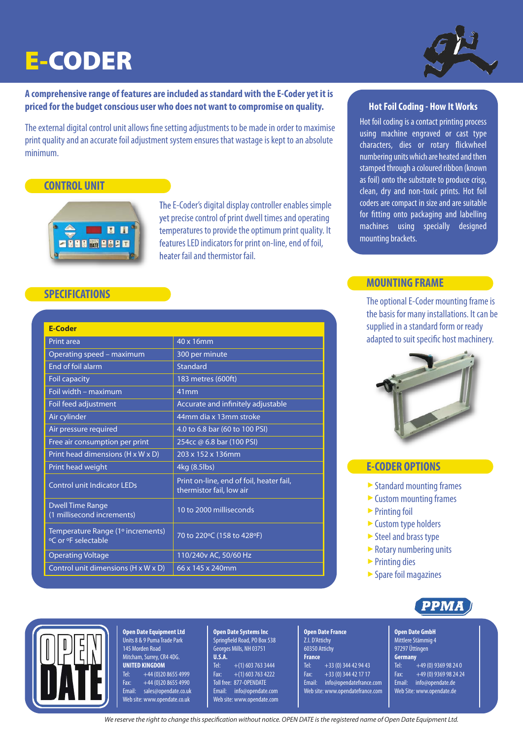# E-CODER

**A comprehensive range of features are included as standard with the E-Coder yet it is priced for the budget conscious user who does not want to compromise on quality.**

The external digital control unit allows fine setting adjustments to be made in order to maximise print quality and an accurate foil adjustment system ensures that wastage is kept to an absolute minimum.

## CONTROL UNIT

The E-Coder's digital display controller enables simple yet precise control of print dwell times and operating temperatures to provide the optimum print quality. It features LED indicators for print on-line, end of foil, heater fail and thermistor fail.

## SPECIFICATIONS

| E-Coder | |
|---|---|
| Print area | 40 x 16mm |
| Operating speed – maximum | 300 per minute |
| End of foil alarm | Standard |
| Foil capacity | 183 metres (600ft) |
| Foil width – maximum | 41mm |
| Foil feed adjustment | Accurate and infinitely adjustable |
| Air cylinder | 44mm dia x 13mm stroke |
| Air pressure required | 4.0 to 6.8 bar (60 to 100 PSI) |
| Free air consumption per print | 254cc @ 6.8 bar (100 PSI) |
| Print head dimensions (H x W x D) | 203 x 152 x 136mm |
| Print head weight | 4kg (8.5lbs) |
| Control unit Indicator LEDs | Print on-line, end of foil, heater fail, thermistor fail, low air |
| Dwell Time Range (1 millisecond increments) | 10 to 2000 milliseconds |
| Temperature Range (1° increments) °C or °F selectable | 70 to 220°C (158 to 428°F) |
| Operating Voltage | 110/240v AC, 50/60 Hz |
| Control unit dimensions (H x W x D) | 66 x 145 x 240mm |

## Hot Foil Coding - How It Works

Hot foil coding is a contact printing process using machine engraved or cast type characters, dies or rotary flickwheel numbering units which are heated and then stamped through a coloured ribbon (known as foil) onto the substrate to produce crisp, clean, dry and non-toxic prints. Hot foil coders are compact in size and are suitable for fitting onto packaging and labelling machines using specially designed mounting brackets.

## MOUNTING FRAME

The optional E-Coder mounting frame is the basis for many installations. It can be supplied in a standard form or ready adapted to suit specific host machinery.

## E-CODER OPTIONS

- Standard mounting frames
- Custom mounting frames
- Printing foil
- Custom type holders
- Steel and brass type
- Rotary numbering units
- Printing dies
- Spare foil magazines

PPMA

OPEN DATE

**Open Date Equipment Ltd**
Units 8 & 9 Puma Trade Park
145 Morden Road
Mitcham, Surrey, CR4 4DG.
**UNITED KINGDOM**
Tel: +44 (0)20 8655 4999
Fax: +44 (0)20 8655 4990
Email: sales@opendate.co.uk
Web site: www.opendate.co.uk

**Open Date Systems Inc**
Springfield Road, PO Box 538
Georges Mills, NH 03751
**U.S.A.**
Tel: +(1) 603 763 3444
Fax: +(1) 603 763 4222
Toll free: 877-OPENDATE
Email: info@opendate.com
Web site: www.opendate.com

**Open Date France**
Z.I. D'Attichy
60350 Attichy
**France**
Tel: +33 (0) 344 42 94 43
Fax: +33 (0) 344 42 17 17
Email: info@opendatefrance.com
Web site: www.opendatefrance.com

**Open Date GmbH**
Mittlere Stämmig 4
97297 Üttingen
**Germany**
Tel: +49 (0) 9369 98 24 0
Fax: +49 (0) 9369 98 24 24
Email: info@opendate.de
Web Site: www.opendate.de

*We reserve the right to change this specification without notice. OPEN DATE is the registered name of Open Date Equipment Ltd.*